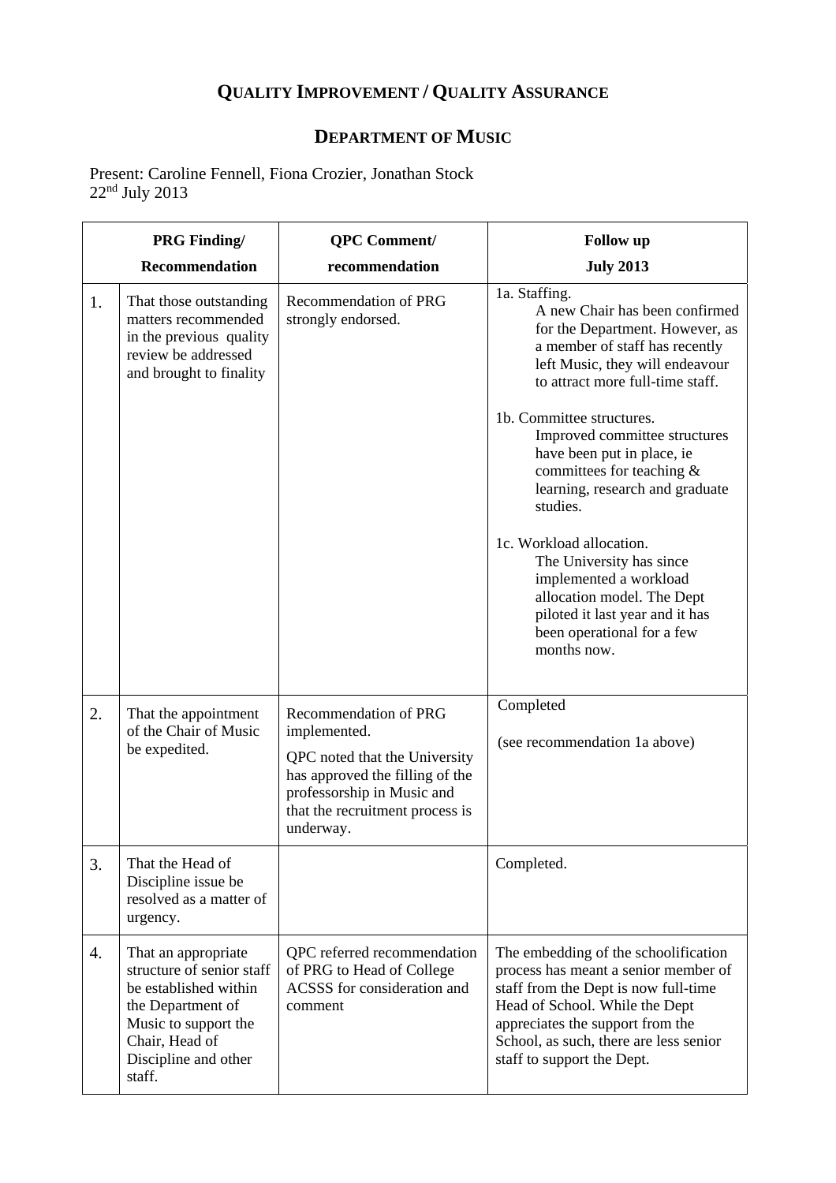# QUALITY IMPROVEMENT / QUALITY ASSURANCE

## DEPARTMENT OF MUSIC

Present: Caroline Fennell, Fiona Crozier, Jonathan Stock
22nd July 2013

| | PRG Finding/ Recommendation | QPC Comment/ recommendation | Follow up July 2013 |
|---|---|---|---|
| 1. | That those outstanding matters recommended in the previous quality review be addressed and brought to finality | Recommendation of PRG strongly endorsed. | 1a. Staffing. A new Chair has been confirmed for the Department. However, as a member of staff has recently left Music, they will endeavour to attract more full-time staff.<br><br>1b. Committee structures. Improved committee structures have been put in place, ie committees for teaching & learning, research and graduate studies.<br><br>1c. Workload allocation. The University has since implemented a workload allocation model. The Dept piloted it last year and it has been operational for a few months now. |
| 2. | That the appointment of the Chair of Music be expedited. | Recommendation of PRG implemented.<br><br>QPC noted that the University has approved the filling of the professorship in Music and that the recruitment process is underway. | Completed<br><br>(see recommendation 1a above) |
| 3. | That the Head of Discipline issue be resolved as a matter of urgency. | | Completed. |
| 4. | That an appropriate structure of senior staff be established within the Department of Music to support the Chair, Head of Discipline and other staff. | QPC referred recommendation of PRG to Head of College ACSSS for consideration and comment | The embedding of the schoolification process has meant a senior member of staff from the Dept is now full-time Head of School. While the Dept appreciates the support from the School, as such, there are less senior staff to support the Dept. |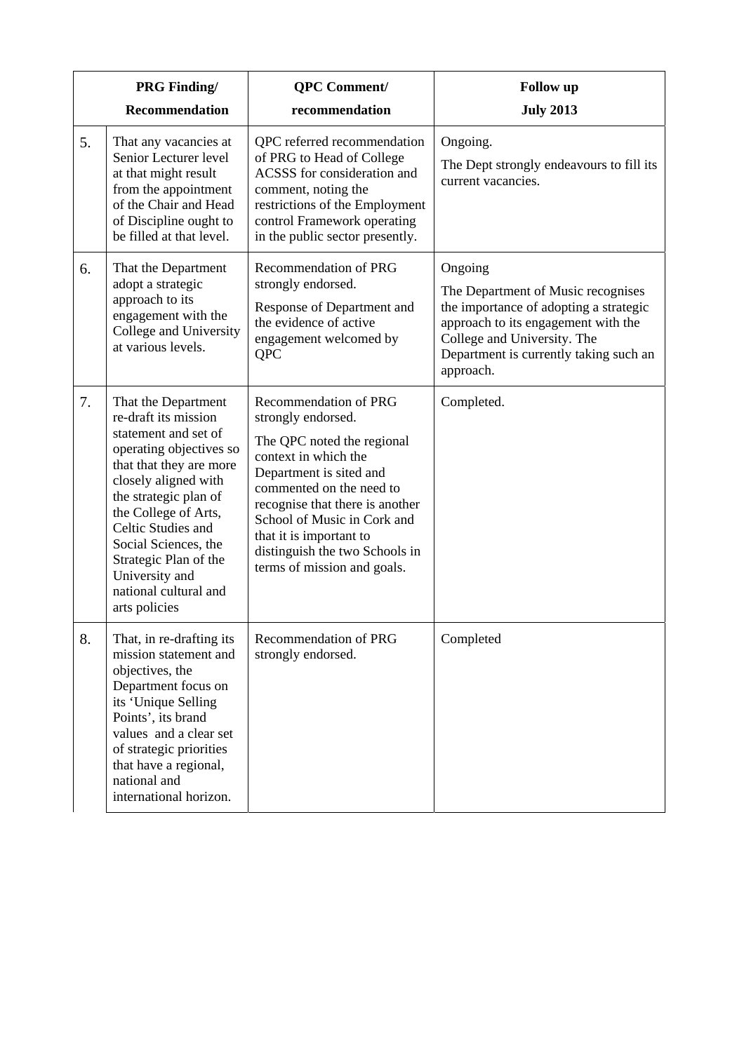| | PRG Finding/ Recommendation | QPC Comment/ recommendation | Follow up July 2013 |
|---|---|---|---|
| 5. | That any vacancies at Senior Lecturer level at that might result from the appointment of the Chair and Head of Discipline ought to be filled at that level. | QPC referred recommendation of PRG to Head of College ACSSS for consideration and comment, noting the restrictions of the Employment control Framework operating in the public sector presently. | Ongoing.<br>The Dept strongly endeavours to fill its current vacancies. |
| 6. | That the Department adopt a strategic approach to its engagement with the College and University at various levels. | Recommendation of PRG strongly endorsed.<br>Response of Department and the evidence of active engagement welcomed by QPC | Ongoing<br>The Department of Music recognises the importance of adopting a strategic approach to its engagement with the College and University. The Department is currently taking such an approach. |
| 7. | That the Department re-draft its mission statement and set of operating objectives so that that they are more closely aligned with the strategic plan of the College of Arts, Celtic Studies and Social Sciences, the Strategic Plan of the University and national cultural and arts policies | Recommendation of PRG strongly endorsed.<br>The QPC noted the regional context in which the Department is sited and commented on the need to recognise that there is another School of Music in Cork and that it is important to distinguish the two Schools in terms of mission and goals. | Completed. |
| 8. | That, in re-drafting its mission statement and objectives, the Department focus on its 'Unique Selling Points', its brand values and a clear set of strategic priorities that have a regional, national and international horizon. | Recommendation of PRG strongly endorsed. | Completed |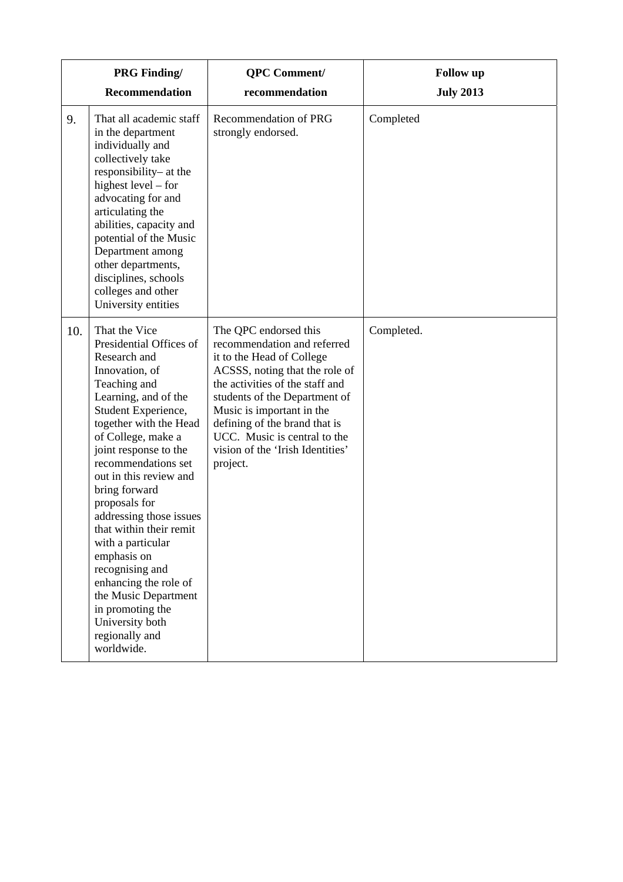| | PRG Finding/ Recommendation | QPC Comment/ recommendation | Follow up July 2013 |
|---|---|---|---|
| 9. | That all academic staff in the department individually and collectively take responsibility– at the highest level – for advocating for and articulating the abilities, capacity and potential of the Music Department among other departments, disciplines, schools colleges and other University entities | Recommendation of PRG strongly endorsed. | Completed |
| 10. | That the Vice Presidential Offices of Research and Innovation, of Teaching and Learning, and of the Student Experience, together with the Head of College, make a joint response to the recommendations set out in this review and bring forward proposals for addressing those issues that within their remit with a particular emphasis on recognising and enhancing the role of the Music Department in promoting the University both regionally and worldwide. | The QPC endorsed this recommendation and referred it to the Head of College ACSSS, noting that the role of the activities of the staff and students of the Department of Music is important in the defining of the brand that is UCC. Music is central to the vision of the 'Irish Identities' project. | Completed. |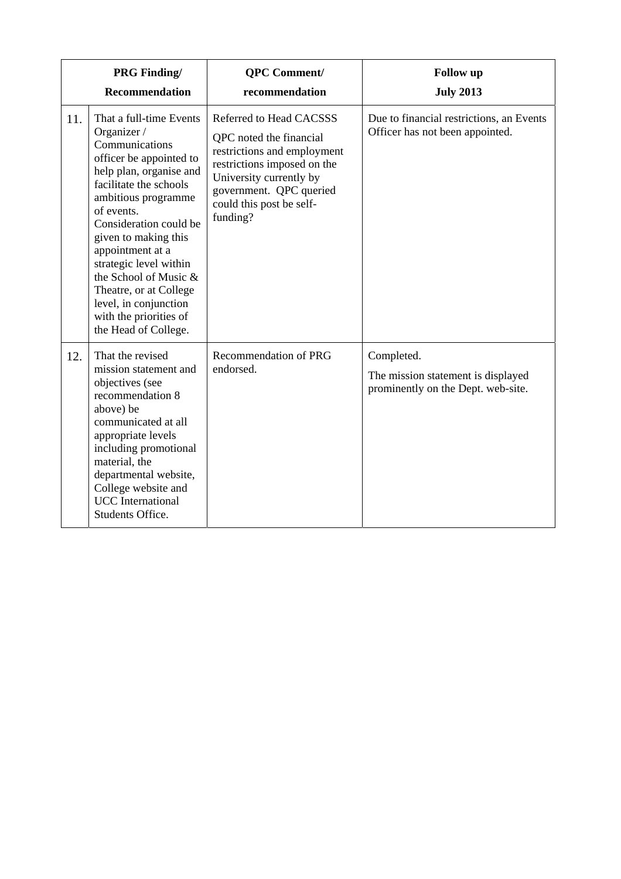| | PRG Finding/ Recommendation | QPC Comment/ recommendation | Follow up July 2013 |
|---|---|---|---|
| 11. | That a full-time Events Organizer / Communications officer be appointed to help plan, organise and facilitate the schools ambitious programme of events. Consideration could be given to making this appointment at a strategic level within the School of Music & Theatre, or at College level, in conjunction with the priorities of the Head of College. | Referred to Head CACSSS<br>QPC noted the financial restrictions and employment restrictions imposed on the University currently by government. QPC queried could this post be self-funding? | Due to financial restrictions, an Events Officer has not been appointed. |
| 12. | That the revised mission statement and objectives (see recommendation 8 above) be communicated at all appropriate levels including promotional material, the departmental website, College website and UCC International Students Office. | Recommendation of PRG endorsed. | Completed.<br>The mission statement is displayed prominently on the Dept. web-site. |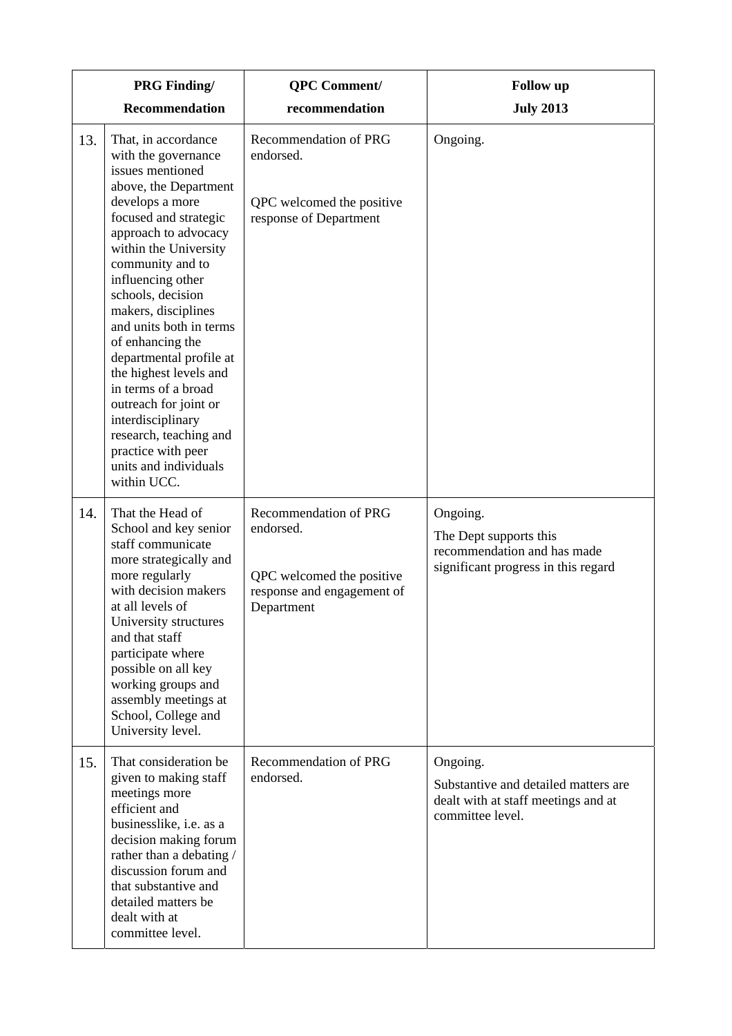| | PRG Finding/ Recommendation | QPC Comment/ recommendation | Follow up July 2013 |
|---|---|---|---|
| 13. | That, in accordance with the governance issues mentioned above, the Department develops a more focused and strategic approach to advocacy within the University community and to influencing other schools, decision makers, disciplines and units both in terms of enhancing the departmental profile at the highest levels and in terms of a broad outreach for joint or interdisciplinary research, teaching and practice with peer units and individuals within UCC. | Recommendation of PRG endorsed.<br><br>QPC welcomed the positive response of Department | Ongoing. |
| 14. | That the Head of School and key senior staff communicate more strategically and more regularly with decision makers at all levels of University structures and that staff participate where possible on all key working groups and assembly meetings at School, College and University level. | Recommendation of PRG endorsed.<br><br>QPC welcomed the positive response and engagement of Department | Ongoing.<br>The Dept supports this recommendation and has made significant progress in this regard |
| 15. | That consideration be given to making staff meetings more efficient and businesslike, i.e. as a decision making forum rather than a debating / discussion forum and that substantive and detailed matters be dealt with at committee level. | Recommendation of PRG endorsed. | Ongoing.<br>Substantive and detailed matters are dealt with at staff meetings and at committee level. |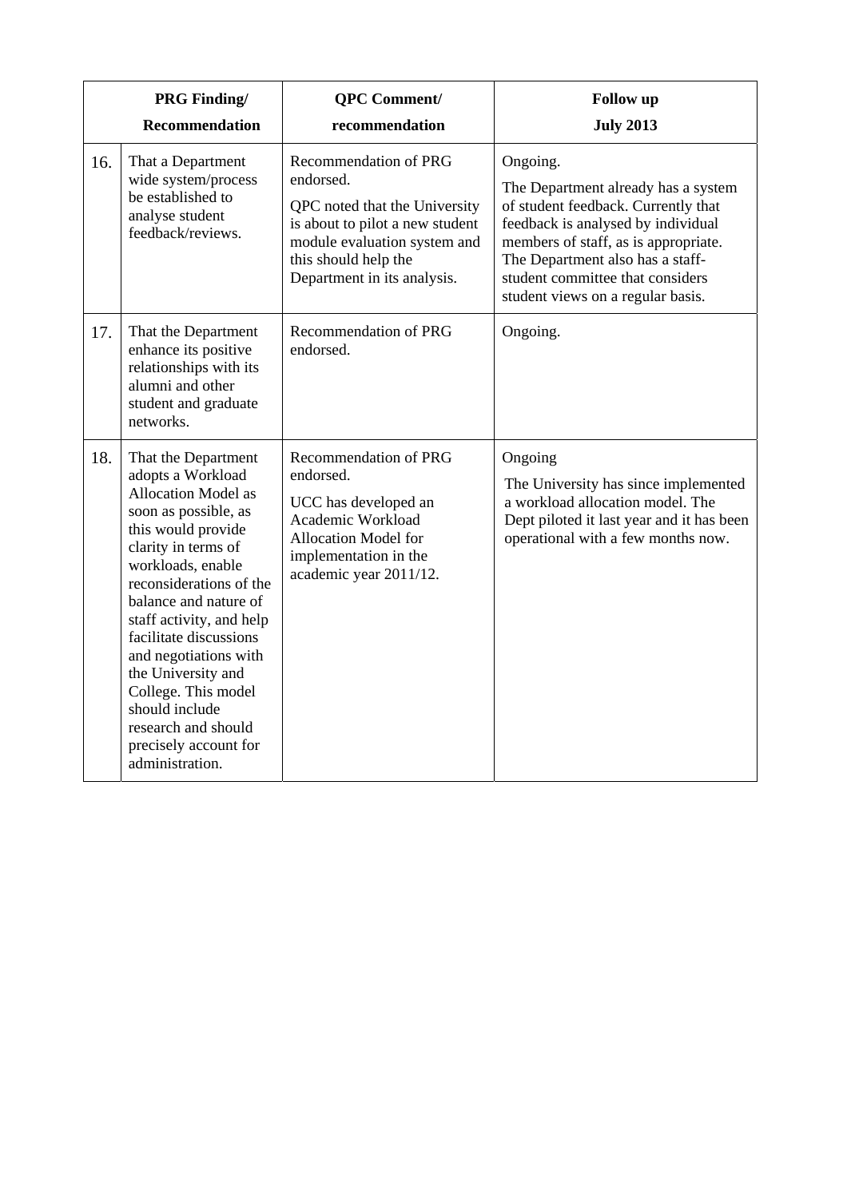| | PRG Finding/ Recommendation | QPC Comment/ recommendation | Follow up July 2013 |
|---|---|---|---|
| 16. | That a Department wide system/process be established to analyse student feedback/reviews. | Recommendation of PRG endorsed.<br><br>QPC noted that the University is about to pilot a new student module evaluation system and this should help the Department in its analysis. | Ongoing.<br><br>The Department already has a system of student feedback. Currently that feedback is analysed by individual members of staff, as is appropriate. The Department also has a staff-student committee that considers student views on a regular basis. |
| 17. | That the Department enhance its positive relationships with its alumni and other student and graduate networks. | Recommendation of PRG endorsed. | Ongoing. |
| 18. | That the Department adopts a Workload Allocation Model as soon as possible, as this would provide clarity in terms of workloads, enable reconsiderations of the balance and nature of staff activity, and help facilitate discussions and negotiations with the University and College. This model should include research and should precisely account for administration. | Recommendation of PRG endorsed.<br><br>UCC has developed an Academic Workload Allocation Model for implementation in the academic year 2011/12. | Ongoing<br><br>The University has since implemented a workload allocation model. The Dept piloted it last year and it has been operational with a few months now. |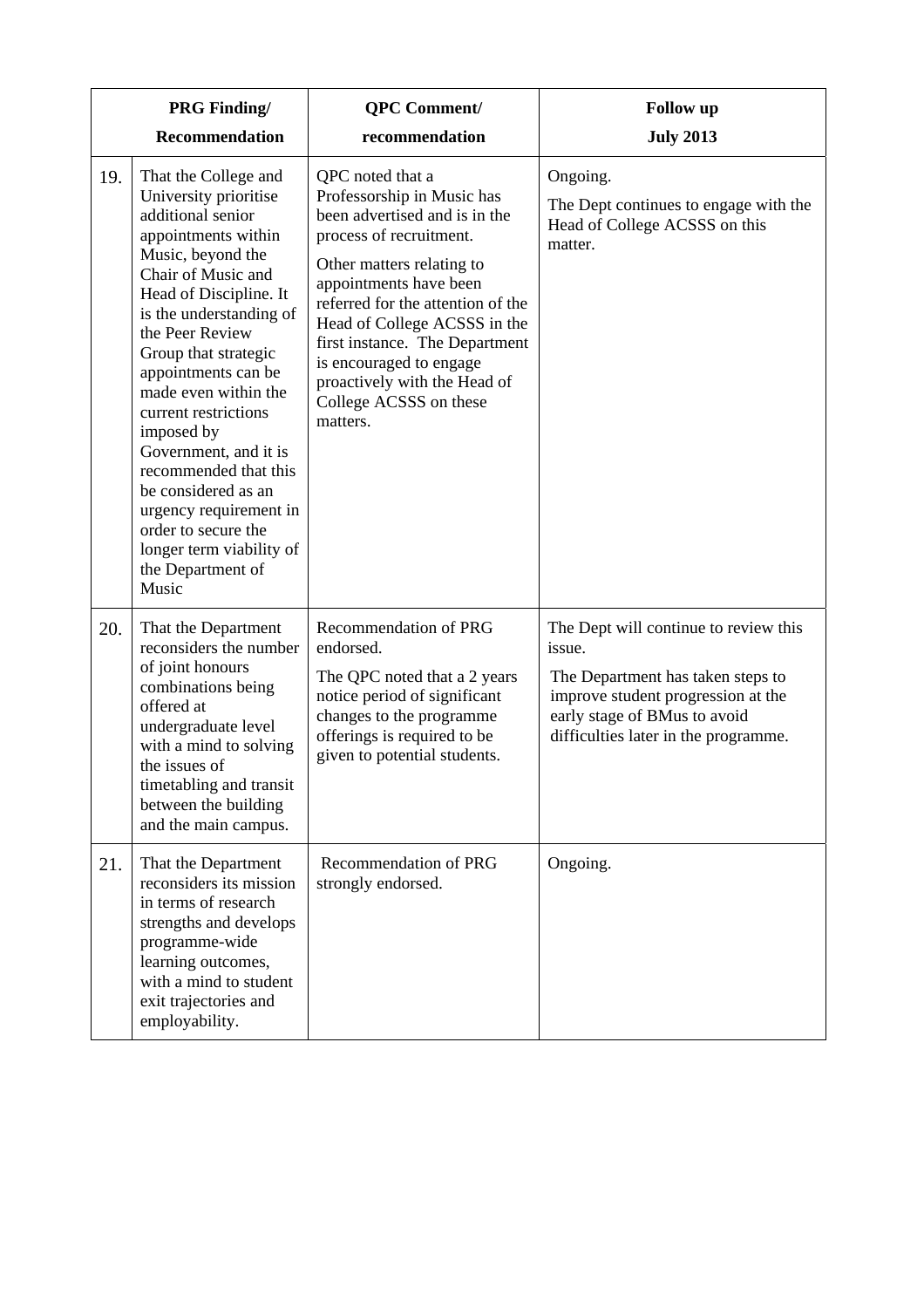| | PRG Finding/ Recommendation | QPC Comment/ recommendation | Follow up July 2013 |
|---|---|---|---|
| 19. | That the College and University prioritise additional senior appointments within Music, beyond the Chair of Music and Head of Discipline. It is the understanding of the Peer Review Group that strategic appointments can be made even within the current restrictions imposed by Government, and it is recommended that this be considered as an urgency requirement in order to secure the longer term viability of the Department of Music | QPC noted that a Professorship in Music has been advertised and is in the process of recruitment. Other matters relating to appointments have been referred for the attention of the Head of College ACSSS in the first instance. The Department is encouraged to engage proactively with the Head of College ACSSS on these matters. | Ongoing. The Dept continues to engage with the Head of College ACSSS on this matter. |
| 20. | That the Department reconsiders the number of joint honours combinations being offered at undergraduate level with a mind to solving the issues of timetabling and transit between the building and the main campus. | Recommendation of PRG endorsed. The QPC noted that a 2 years notice period of significant changes to the programme offerings is required to be given to potential students. | The Dept will continue to review this issue. The Department has taken steps to improve student progression at the early stage of BMus to avoid difficulties later in the programme. |
| 21. | That the Department reconsiders its mission in terms of research strengths and develops programme-wide learning outcomes, with a mind to student exit trajectories and employability. | Recommendation of PRG strongly endorsed. | Ongoing. |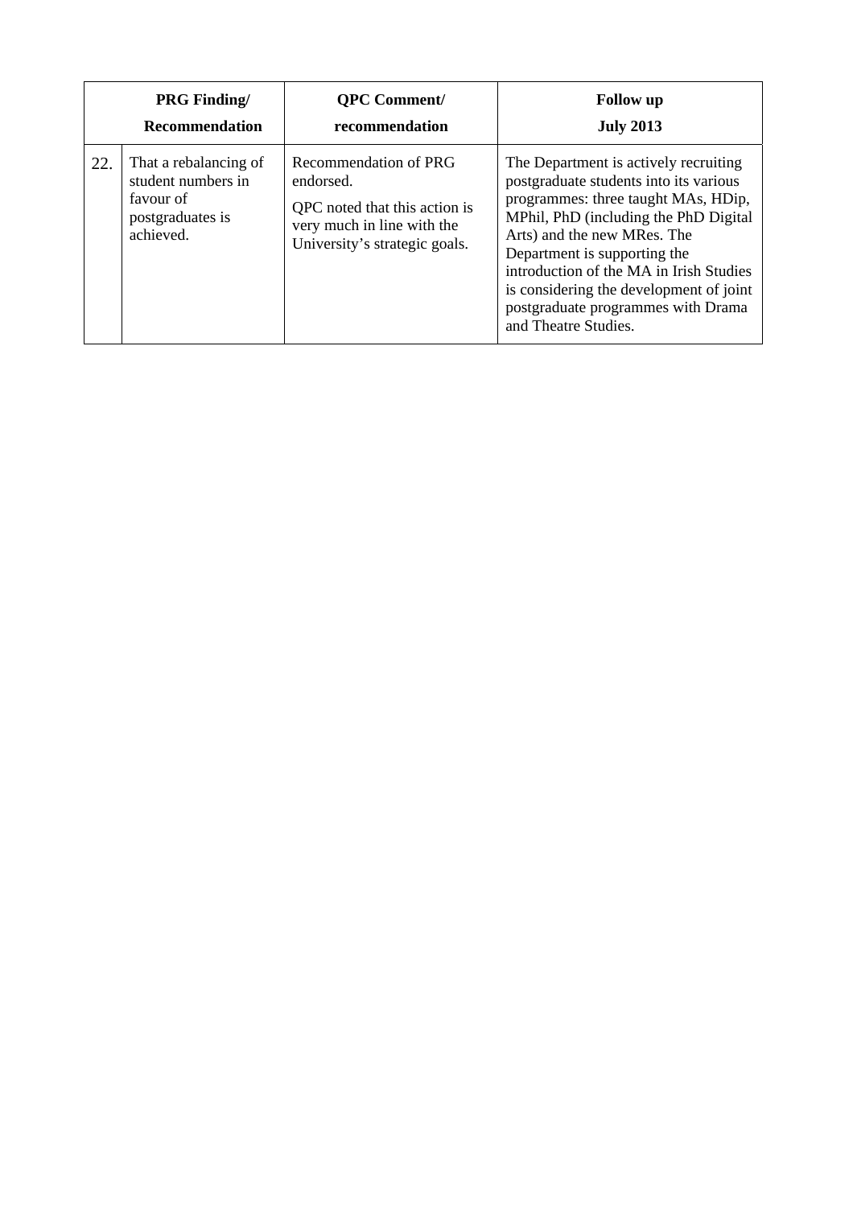| | PRG Finding/ Recommendation | QPC Comment/ recommendation | Follow up July 2013 |
|---|---|---|---|
| 22. | That a rebalancing of student numbers in favour of postgraduates is achieved. | Recommendation of PRG endorsed.<br>QPC noted that this action is very much in line with the University's strategic goals. | The Department is actively recruiting postgraduate students into its various programmes: three taught MAs, HDip, MPhil, PhD (including the PhD Digital Arts) and the new MRes. The Department is supporting the introduction of the MA in Irish Studies is considering the development of joint postgraduate programmes with Drama and Theatre Studies. |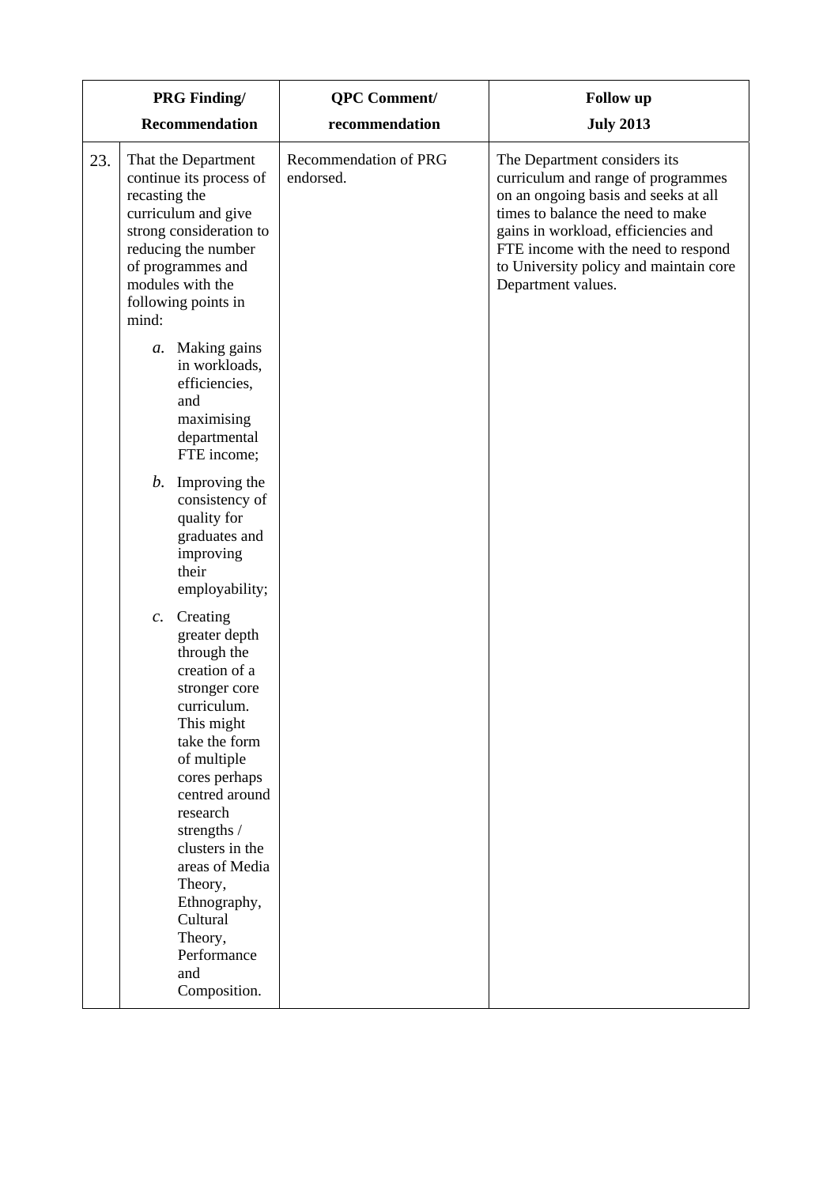| | PRG Finding/ Recommendation | QPC Comment/ recommendation | Follow up July 2013 |
|---|---|---|---|
| 23. | That the Department continue its process of recasting the curriculum and give strong consideration to reducing the number of programmes and modules with the following points in mind: <br> *a.* Making gains in workloads, efficiencies, and maximising departmental FTE income; <br> *b.* Improving the consistency of quality for graduates and improving their employability; <br> *c.* Creating greater depth through the creation of a stronger core curriculum. This might take the form of multiple cores perhaps centred around research strengths / clusters in the areas of Media Theory, Ethnography, Cultural Theory, Performance and Composition. | Recommendation of PRG endorsed. | The Department considers its curriculum and range of programmes on an ongoing basis and seeks at all times to balance the need to make gains in workload, efficiencies and FTE income with the need to respond to University policy and maintain core Department values. |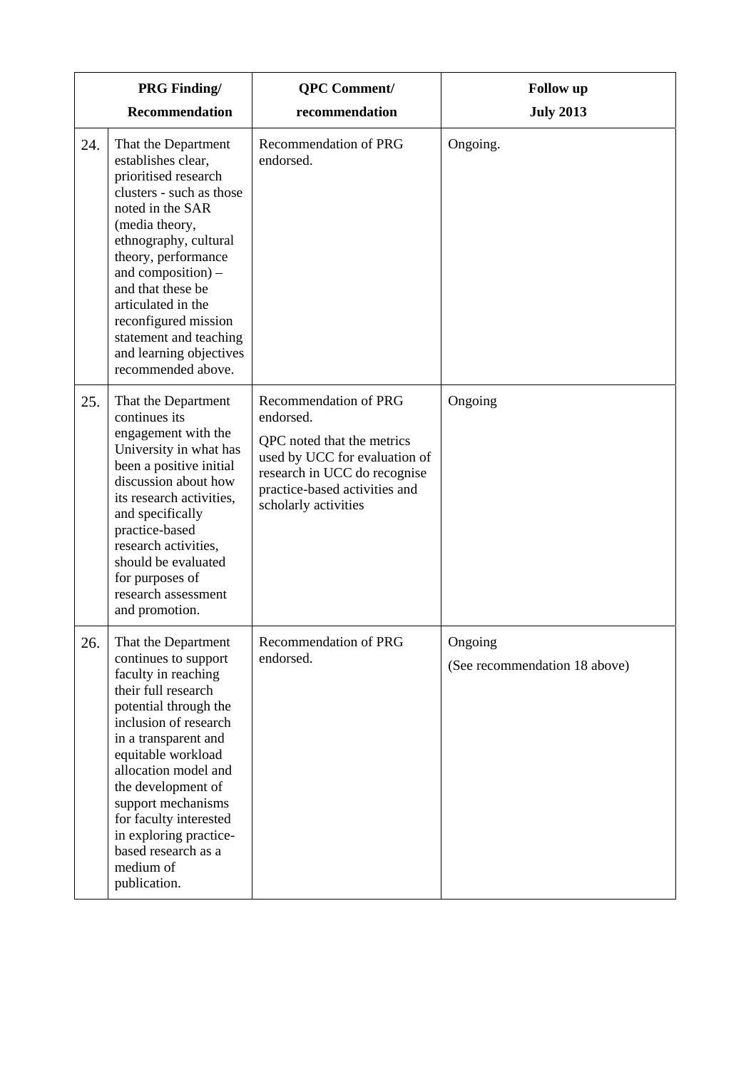| | PRG Finding/ Recommendation | QPC Comment/ recommendation | Follow up July 2013 |
|---|---|---|---|
| 24. | That the Department establishes clear, prioritised research clusters - such as those noted in the SAR (media theory, ethnography, cultural theory, performance and composition) – and that these be articulated in the reconfigured mission statement and teaching and learning objectives recommended above. | Recommendation of PRG endorsed. | Ongoing. |
| 25. | That the Department continues its engagement with the University in what has been a positive initial discussion about how its research activities, and specifically practice-based research activities, should be evaluated for purposes of research assessment and promotion. | Recommendation of PRG endorsed. QPC noted that the metrics used by UCC for evaluation of research in UCC do recognise practice-based activities and scholarly activities | Ongoing |
| 26. | That the Department continues to support faculty in reaching their full research potential through the inclusion of research in a transparent and equitable workload allocation model and the development of support mechanisms for faculty interested in exploring practice-based research as a medium of publication. | Recommendation of PRG endorsed. | Ongoing (See recommendation 18 above) |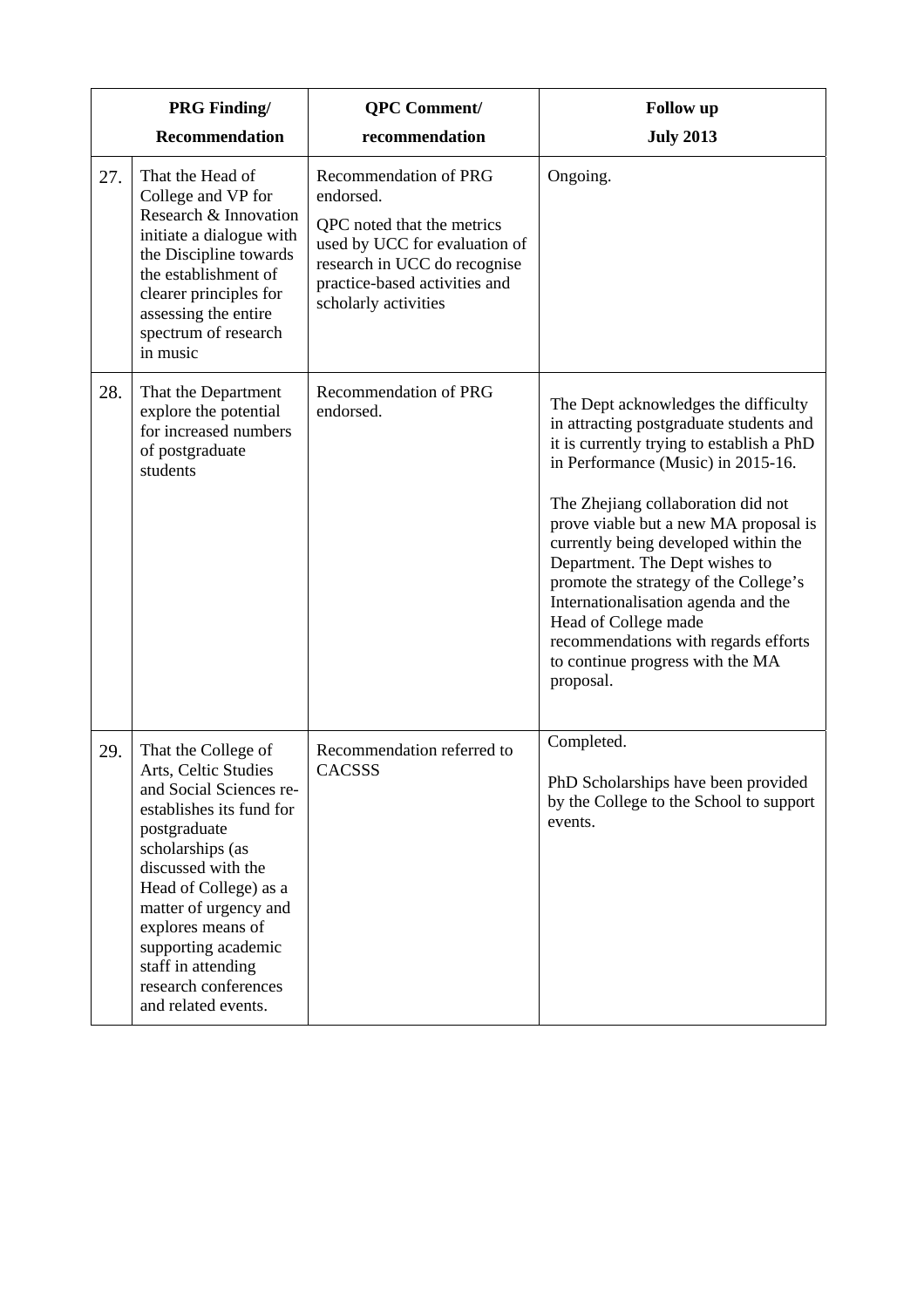| | PRG Finding/ Recommendation | QPC Comment/ recommendation | Follow up July 2013 |
|---|---|---|---|
| 27. | That the Head of College and VP for Research & Innovation initiate a dialogue with the Discipline towards the establishment of clearer principles for assessing the entire spectrum of research in music | Recommendation of PRG endorsed.<br><br>QPC noted that the metrics used by UCC for evaluation of research in UCC do recognise practice-based activities and scholarly activities | Ongoing. |
| 28. | That the Department explore the potential for increased numbers of postgraduate students | Recommendation of PRG endorsed. | The Dept acknowledges the difficulty in attracting postgraduate students and it is currently trying to establish a PhD in Performance (Music) in 2015-16.<br><br>The Zhejiang collaboration did not prove viable but a new MA proposal is currently being developed within the Department. The Dept wishes to promote the strategy of the College's Internationalisation agenda and the Head of College made recommendations with regards efforts to continue progress with the MA proposal. |
| 29. | That the College of Arts, Celtic Studies and Social Sciences re-establishes its fund for postgraduate scholarships (as discussed with the Head of College) as a matter of urgency and explores means of supporting academic staff in attending research conferences and related events. | Recommendation referred to CACSSS | Completed.<br><br>PhD Scholarships have been provided by the College to the School to support events. |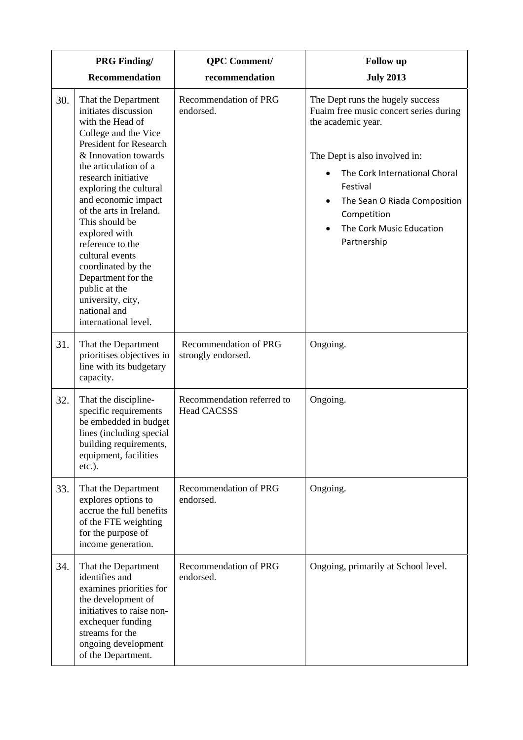| | PRG Finding/ Recommendation | QPC Comment/ recommendation | Follow up July 2013 |
|---|---|---|---|
| 30. | That the Department initiates discussion with the Head of College and the Vice President for Research & Innovation towards the articulation of a research initiative exploring the cultural and economic impact of the arts in Ireland. This should be explored with reference to the cultural events coordinated by the Department for the public at the university, city, national and international level. | Recommendation of PRG endorsed. | The Dept runs the hugely success Fuaim free music concert series during the academic year.<br><br>The Dept is also involved in:<br>• The Cork International Choral Festival<br>• The Sean O Riada Composition Competition<br>• The Cork Music Education Partnership |
| 31. | That the Department prioritises objectives in line with its budgetary capacity. | Recommendation of PRG strongly endorsed. | Ongoing. |
| 32. | That the discipline-specific requirements be embedded in budget lines (including special building requirements, equipment, facilities etc.). | Recommendation referred to Head CACSSS | Ongoing. |
| 33. | That the Department explores options to accrue the full benefits of the FTE weighting for the purpose of income generation. | Recommendation of PRG endorsed. | Ongoing. |
| 34. | That the Department identifies and examines priorities for the development of initiatives to raise non-exchequer funding streams for the ongoing development of the Department. | Recommendation of PRG endorsed. | Ongoing, primarily at School level. |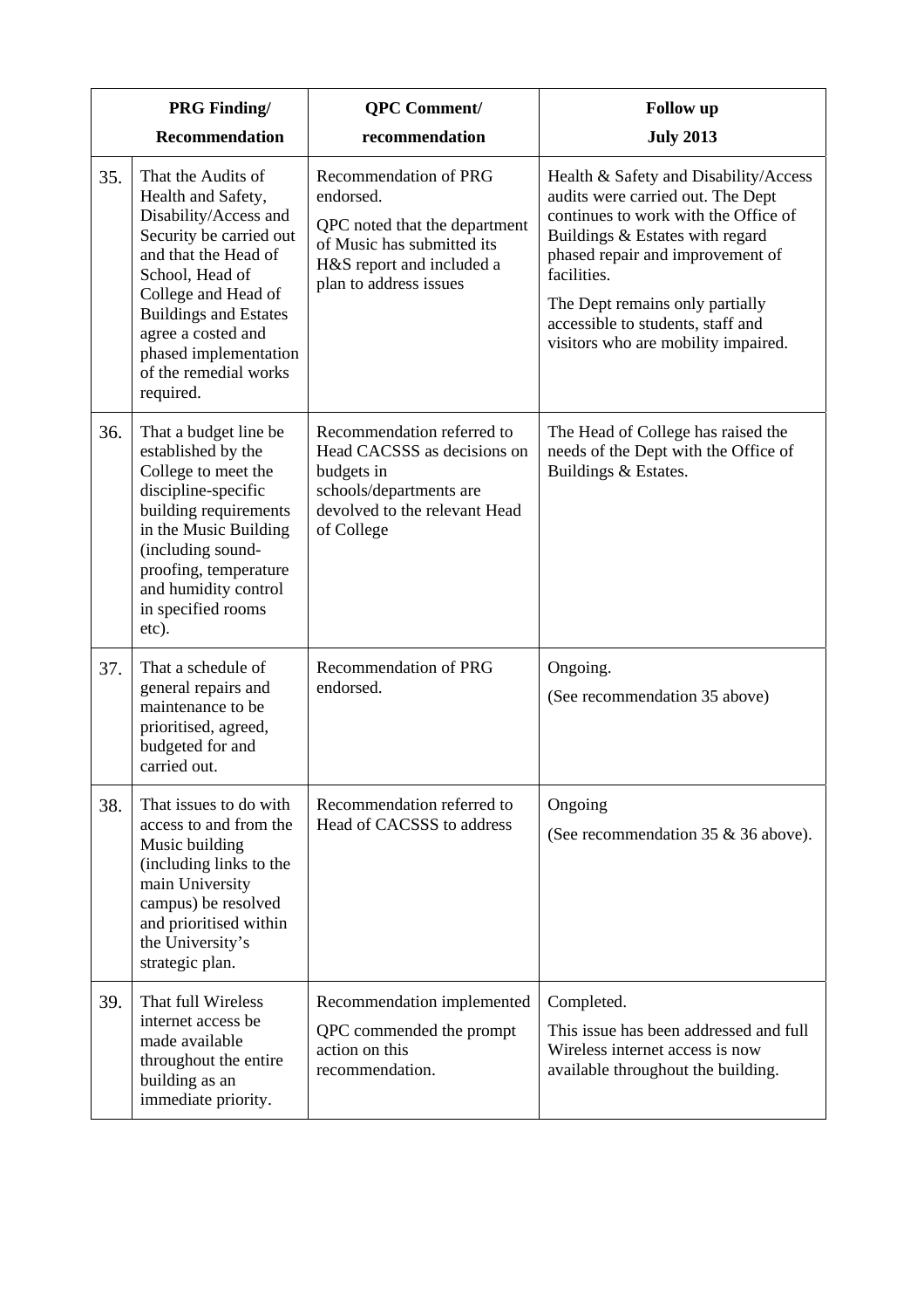| | PRG Finding/ Recommendation | QPC Comment/ recommendation | Follow up July 2013 |
|---|---|---|---|
| 35. | That the Audits of Health and Safety, Disability/Access and Security be carried out and that the Head of School, Head of College and Head of Buildings and Estates agree a costed and phased implementation of the remedial works required. | Recommendation of PRG endorsed.<br><br>QPC noted that the department of Music has submitted its H&S report and included a plan to address issues | Health & Safety and Disability/Access audits were carried out. The Dept continues to work with the Office of Buildings & Estates with regard phased repair and improvement of facilities.<br><br>The Dept remains only partially accessible to students, staff and visitors who are mobility impaired. |
| 36. | That a budget line be established by the College to meet the discipline-specific building requirements in the Music Building (including sound-proofing, temperature and humidity control in specified rooms etc). | Recommendation referred to Head CACSSS as decisions on budgets in schools/departments are devolved to the relevant Head of College | The Head of College has raised the needs of the Dept with the Office of Buildings & Estates. |
| 37. | That a schedule of general repairs and maintenance to be prioritised, agreed, budgeted for and carried out. | Recommendation of PRG endorsed. | Ongoing.<br><br>(See recommendation 35 above) |
| 38. | That issues to do with access to and from the Music building (including links to the main University campus) be resolved and prioritised within the University's strategic plan. | Recommendation referred to Head of CACSSS to address | Ongoing<br><br>(See recommendation 35 & 36 above). |
| 39. | That full Wireless internet access be made available throughout the entire building as an immediate priority. | Recommendation implemented<br><br>QPC commended the prompt action on this recommendation. | Completed.<br><br>This issue has been addressed and full Wireless internet access is now available throughout the building. |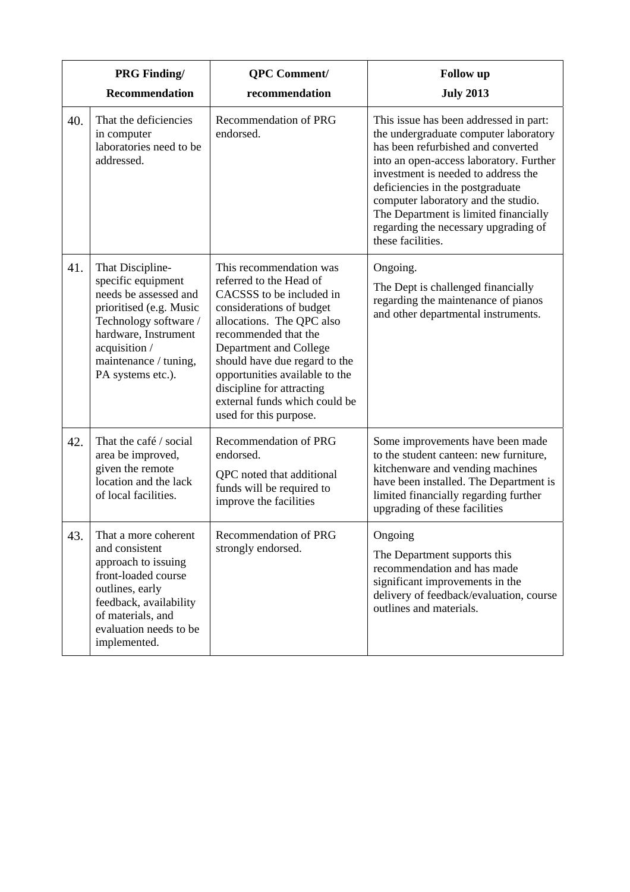| PRG Finding/ Recommendation | | QPC Comment/ recommendation | Follow up July 2013 |
|---|---|---|---|
| 40. | That the deficiencies in computer laboratories need to be addressed. | Recommendation of PRG endorsed. | This issue has been addressed in part: the undergraduate computer laboratory has been refurbished and converted into an open-access laboratory. Further investment is needed to address the deficiencies in the postgraduate computer laboratory and the studio. The Department is limited financially regarding the necessary upgrading of these facilities. |
| 41. | That Discipline-specific equipment needs be assessed and prioritised (e.g. Music Technology software / hardware, Instrument acquisition / maintenance / tuning, PA systems etc.). | This recommendation was referred to the Head of CACSSS to be included in considerations of budget allocations. The QPC also recommended that the Department and College should have due regard to the opportunities available to the discipline for attracting external funds which could be used for this purpose. | Ongoing.<br>The Dept is challenged financially regarding the maintenance of pianos and other departmental instruments. |
| 42. | That the café / social area be improved, given the remote location and the lack of local facilities. | Recommendation of PRG endorsed.<br>QPC noted that additional funds will be required to improve the facilities | Some improvements have been made to the student canteen: new furniture, kitchenware and vending machines have been installed. The Department is limited financially regarding further upgrading of these facilities |
| 43. | That a more coherent and consistent approach to issuing front-loaded course outlines, early feedback, availability of materials, and evaluation needs to be implemented. | Recommendation of PRG strongly endorsed. | Ongoing<br>The Department supports this recommendation and has made significant improvements in the delivery of feedback/evaluation, course outlines and materials. |